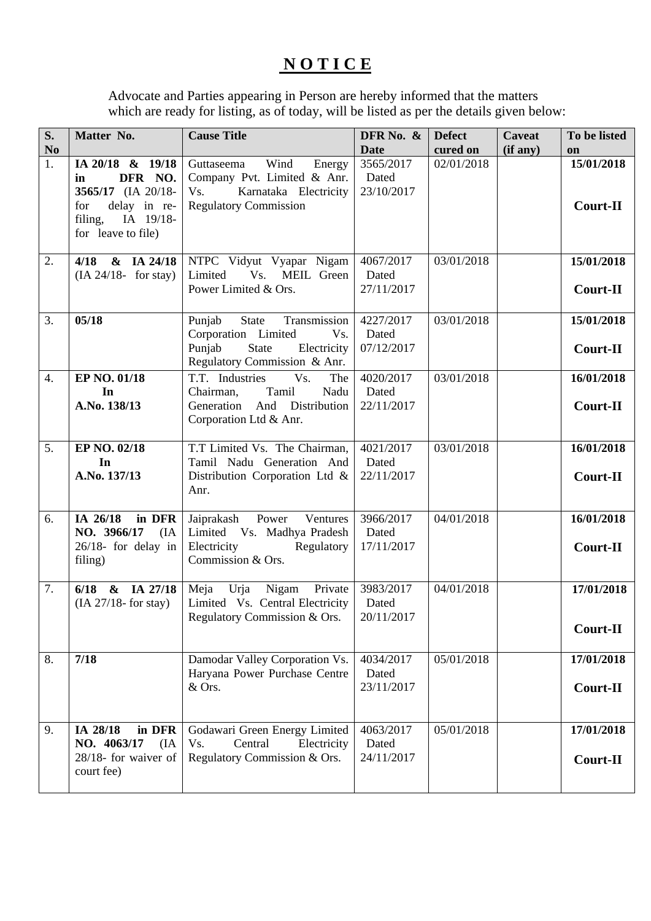# **N O T I C E**

Advocate and Parties appearing in Person are hereby informed that the matters which are ready for listing, as of today, will be listed as per the details given below:

| S. No | Matter No. | Cause Title | DFR No. & Date | Defect cured on | Caveat (if any) | To be listed on |
|---|---|---|---|---|---|---|
| 1. | **IA 20/18 & 19/18 in DFR NO. 3565/17** (IA 20/18- for delay in re-filing, IA 19/18- for leave to file) | Guttaseema Wind Energy Company Pvt. Limited & Anr. Vs. Karnataka Electricity Regulatory Commission | 3565/2017 Dated 23/10/2017 | 02/01/2018 | | **15/01/2018** **Court-II** |
| 2. | **4/18 & IA 24/18** (IA 24/18- for stay) | NTPC Vidyut Vyapar Nigam Limited Vs. MEIL Green Power Limited & Ors. | 4067/2017 Dated 27/11/2017 | 03/01/2018 | | **15/01/2018** **Court-II** |
| 3. | **05/18** | Punjab State Transmission Corporation Limited Vs. Punjab State Electricity Regulatory Commission & Anr. | 4227/2017 Dated 07/12/2017 | 03/01/2018 | | **15/01/2018** **Court-II** |
| 4. | **EP NO. 01/18 In A.No. 138/13** | T.T. Industries Vs. The Chairman, Tamil Nadu Generation And Distribution Corporation Ltd & Anr. | 4020/2017 Dated 22/11/2017 | 03/01/2018 | | **16/01/2018** **Court-II** |
| 5. | **EP NO. 02/18 In A.No. 137/13** | T.T Limited Vs. The Chairman, Tamil Nadu Generation And Distribution Corporation Ltd & Anr. | 4021/2017 Dated 22/11/2017 | 03/01/2018 | | **16/01/2018** **Court-II** |
| 6. | **IA 26/18 in DFR NO. 3966/17** (IA 26/18- for delay in filing) | Jaiprakash Power Ventures Limited Vs. Madhya Pradesh Electricity Regulatory Commission & Ors. | 3966/2017 Dated 17/11/2017 | 04/01/2018 | | **16/01/2018** **Court-II** |
| 7. | **6/18 & IA 27/18** (IA 27/18- for stay) | Meja Urja Nigam Private Limited Vs. Central Electricity Regulatory Commission & Ors. | 3983/2017 Dated 20/11/2017 | 04/01/2018 | | **17/01/2018** **Court-II** |
| 8. | **7/18** | Damodar Valley Corporation Vs. Haryana Power Purchase Centre & Ors. | 4034/2017 Dated 23/11/2017 | 05/01/2018 | | **17/01/2018** **Court-II** |
| 9. | **IA 28/18 in DFR NO. 4063/17** (IA 28/18- for waiver of court fee) | Godawari Green Energy Limited Vs. Central Electricity Regulatory Commission & Ors. | 4063/2017 Dated 24/11/2017 | 05/01/2018 | | **17/01/2018** **Court-II** |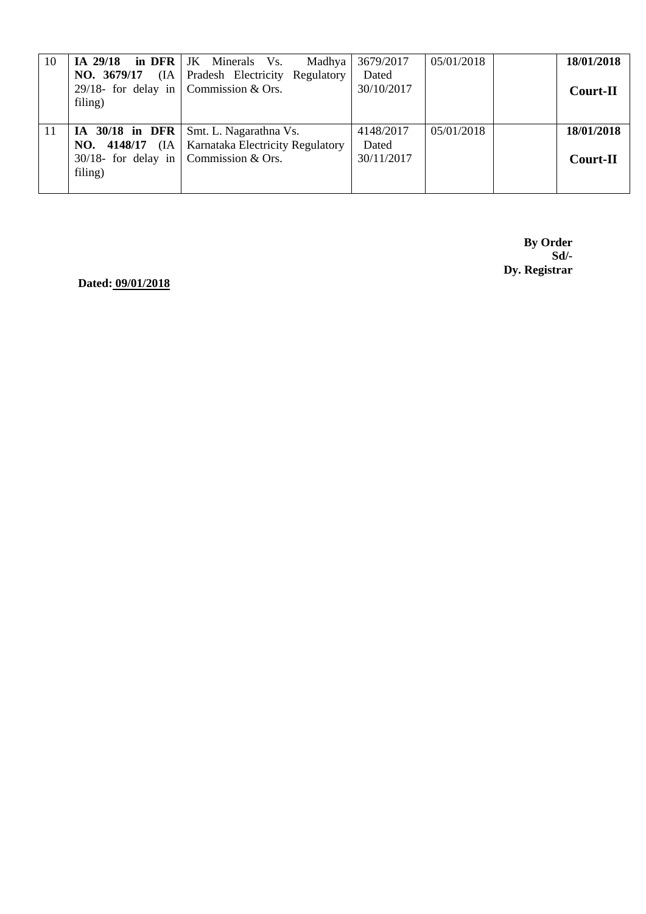| | | | | | | |
|---|---|---|---|---|---|---|
| 10 | **IA 29/18 in DFR NO. 3679/17** (IA 29/18- for delay in filing) | JK Minerals Vs. Madhya Pradesh Electricity Regulatory Commission & Ors. | 3679/2017 Dated 30/10/2017 | 05/01/2018 | | **18/01/2018** **Court-II** |
| 11 | **IA 30/18 in DFR NO. 4148/17** (IA 30/18- for delay in filing) | Smt. L. Nagarathna Vs. Karnataka Electricity Regulatory Commission & Ors. | 4148/2017 Dated 30/11/2017 | 05/01/2018 | | **18/01/2018** **Court-II** |

**By Order**
**Sd/-**
**Dy. Registrar**

**Dated: 09/01/2018**